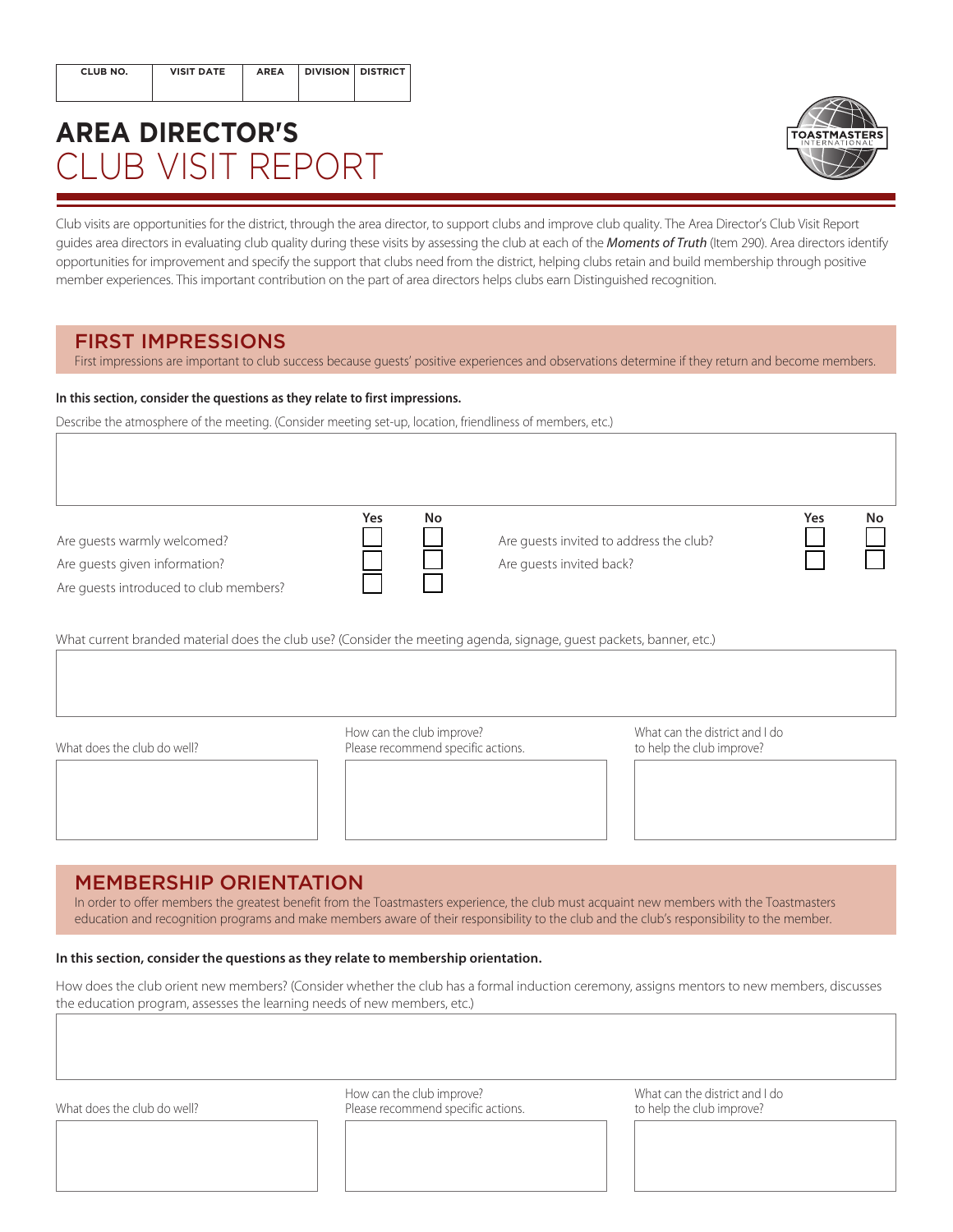| CLUB NO. | VISIT DATE | AREA | DIVISION | DISTRICT |
|---|---|---|---|---|
| | | | | |

# AREA DIRECTOR'S CLUB VISIT REPORT

Club visits are opportunities for the district, through the area director, to support clubs and improve club quality. The Area Director's Club Visit Report guides area directors in evaluating club quality during these visits by assessing the club at each of the *Moments of Truth* (Item 290). Area directors identify opportunities for improvement and specify the support that clubs need from the district, helping clubs retain and build membership through positive member experiences. This important contribution on the part of area directors helps clubs earn Distinguished recognition.

## FIRST IMPRESSIONS

First impressions are important to club success because guests' positive experiences and observations determine if they return and become members.

**In this section, consider the questions as they relate to first impressions.**

Describe the atmosphere of the meeting. (Consider meeting set-up, location, friendliness of members, etc.)

| | Yes | No |
|---|---|---|
| Are guests warmly welcomed? | ☐ | ☐ |
| Are guests given information? | ☐ | ☐ |
| Are guests introduced to club members? | ☐ | ☐ |
| Are guests invited to address the club? | ☐ | ☐ |
| Are guests invited back? | ☐ | ☐ |

What current branded material does the club use? (Consider the meeting agenda, signage, guest packets, banner, etc.)

| What does the club do well? | How can the club improve? Please recommend specific actions. | What can the district and I do to help the club improve? |
|---|---|---|
| | | |

## MEMBERSHIP ORIENTATION

In order to offer members the greatest benefit from the Toastmasters experience, the club must acquaint new members with the Toastmasters education and recognition programs and make members aware of their responsibility to the club and the club's responsibility to the member.

**In this section, consider the questions as they relate to membership orientation.**

How does the club orient new members? (Consider whether the club has a formal induction ceremony, assigns mentors to new members, discusses the education program, assesses the learning needs of new members, etc.)

| What does the club do well? | How can the club improve? Please recommend specific actions. | What can the district and I do to help the club improve? |
|---|---|---|
| | | |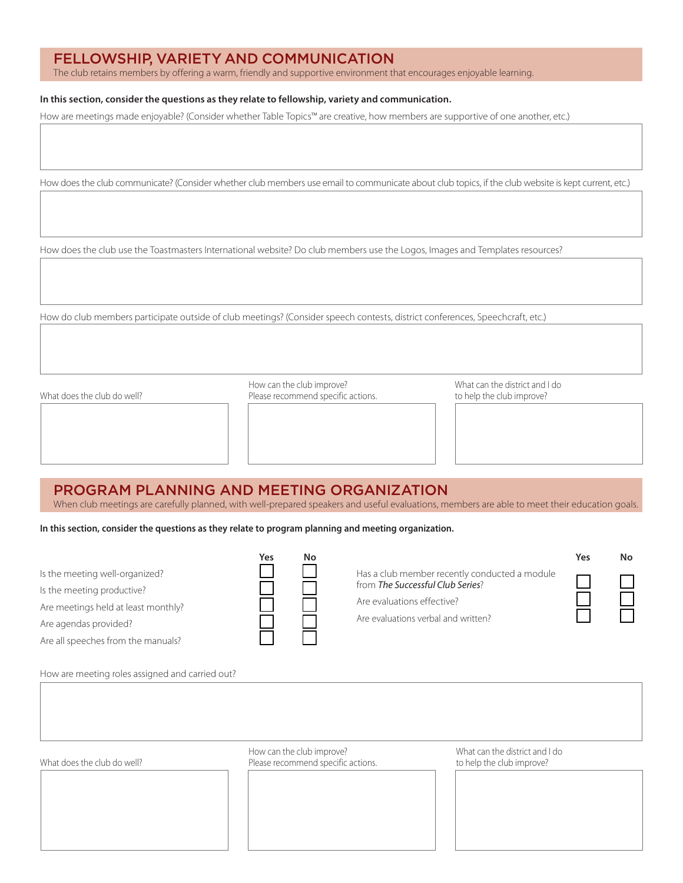## FELLOWSHIP, VARIETY AND COMMUNICATION

The club retains members by offering a warm, friendly and supportive environment that encourages enjoyable learning.

**In this section, consider the questions as they relate to fellowship, variety and communication.**

How are meetings made enjoyable? (Consider whether Table Topics™ are creative, how members are supportive of one another, etc.)

How does the club communicate? (Consider whether club members use email to communicate about club topics, if the club website is kept current, etc.)

How does the club use the Toastmasters International website? Do club members use the Logos, Images and Templates resources?

How do club members participate outside of club meetings? (Consider speech contests, district conferences, Speechcraft, etc.)

| What does the club do well? | How can the club improve? Please recommend specific actions. | What can the district and I do to help the club improve? |
|---|---|---|
| | | |

## PROGRAM PLANNING AND MEETING ORGANIZATION

When club meetings are carefully planned, with well-prepared speakers and useful evaluations, members are able to meet their education goals.

**In this section, consider the questions as they relate to program planning and meeting organization.**

| | Yes | No |
|---|---|---|
| Is the meeting well-organized? | ☐ | ☐ |
| Is the meeting productive? | ☐ | ☐ |
| Are meetings held at least monthly? | ☐ | ☐ |
| Are agendas provided? | ☐ | ☐ |
| Are all speeches from the manuals? | ☐ | ☐ |
| Has a club member recently conducted a module from *The Successful Club Series*? | ☐ | ☐ |
| Are evaluations effective? | ☐ | ☐ |
| Are evaluations verbal and written? | ☐ | ☐ |

How are meeting roles assigned and carried out?

| What does the club do well? | How can the club improve? Please recommend specific actions. | What can the district and I do to help the club improve? |
|---|---|---|
| | | |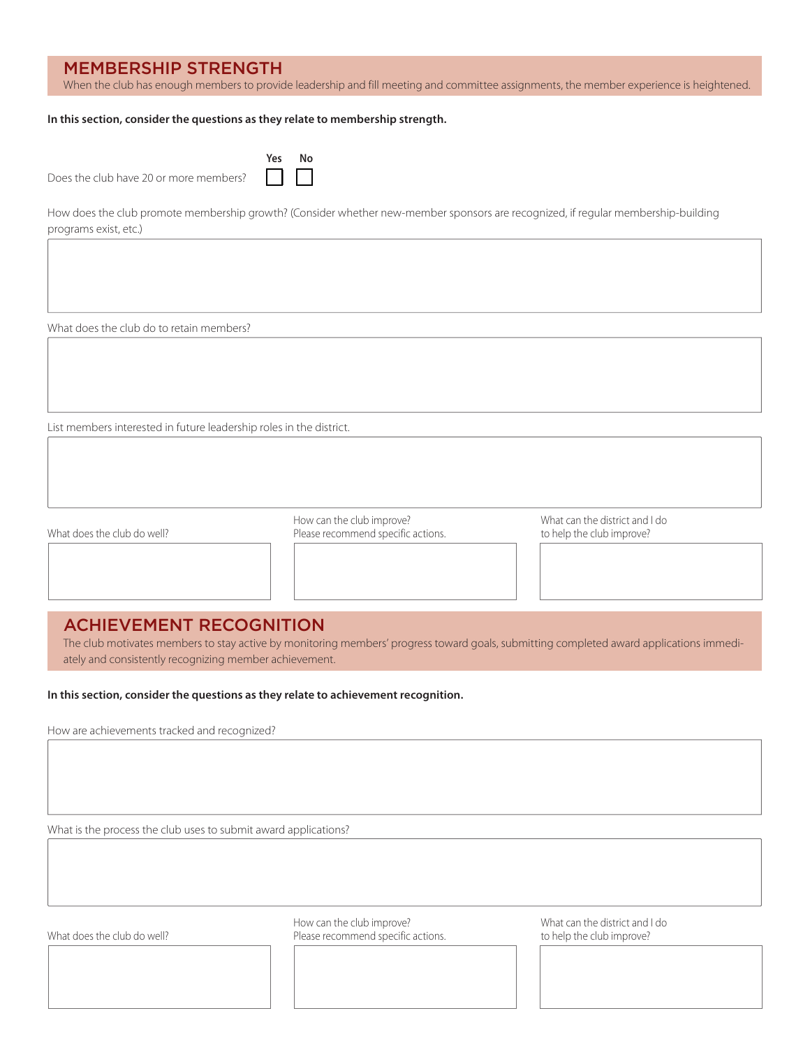## MEMBERSHIP STRENGTH

When the club has enough members to provide leadership and fill meeting and committee assignments, the member experience is heightened.

**In this section, consider the questions as they relate to membership strength.**

Does the club have 20 or more members? Yes ☐ No ☐

How does the club promote membership growth? (Consider whether new-member sponsors are recognized, if regular membership-building programs exist, etc.)

What does the club do to retain members?

List members interested in future leadership roles in the district.

| What does the club do well? | How can the club improve? Please recommend specific actions. | What can the district and I do to help the club improve? |
|---|---|---|
| | | |

## ACHIEVEMENT RECOGNITION

The club motivates members to stay active by monitoring members' progress toward goals, submitting completed award applications immediately and consistently recognizing member achievement.

**In this section, consider the questions as they relate to achievement recognition.**

How are achievements tracked and recognized?

What is the process the club uses to submit award applications?

| What does the club do well? | How can the club improve? Please recommend specific actions. | What can the district and I do to help the club improve? |
|---|---|---|
| | | |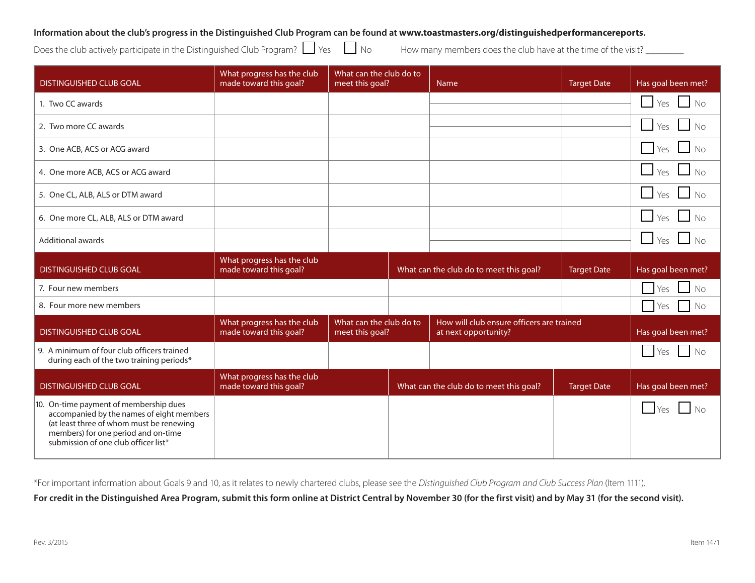**Information about the club's progress in the Distinguished Club Program can be found at www.toastmasters.org/distinguishedperformancereports.**

Does the club actively participate in the Distinguished Club Program? ☐ Yes ☐ No How many members does the club have at the time of the visit? _________

| DISTINGUISHED CLUB GOAL | What progress has the club made toward this goal? | What can the club do to meet this goal? | Name | Target Date | Has goal been met? |
|---|---|---|---|---|---|
| 1. Two CC awards | | | | | ☐ Yes ☐ No |
| 2. Two more CC awards | | | | | ☐ Yes ☐ No |
| 3. One ACB, ACS or ACG award | | | | | ☐ Yes ☐ No |
| 4. One more ACB, ACS or ACG award | | | | | ☐ Yes ☐ No |
| 5. One CL, ALB, ALS or DTM award | | | | | ☐ Yes ☐ No |
| 6. One more CL, ALB, ALS or DTM award | | | | | ☐ Yes ☐ No |
| Additional awards | | | | | ☐ Yes ☐ No |

| DISTINGUISHED CLUB GOAL | What progress has the club made toward this goal? | What can the club do to meet this goal? | Target Date | Has goal been met? |
|---|---|---|---|---|
| 7. Four new members | | | | ☐ Yes ☐ No |
| 8. Four more new members | | | | ☐ Yes ☐ No |

| DISTINGUISHED CLUB GOAL | What progress has the club made toward this goal? | What can the club do to meet this goal? | How will club ensure officers are trained at next opportunity? | Has goal been met? |
|---|---|---|---|---|
| 9. A minimum of four club officers trained during each of the two training periods* | | | | ☐ Yes ☐ No |

| DISTINGUISHED CLUB GOAL | What progress has the club made toward this goal? | What can the club do to meet this goal? | Target Date | Has goal been met? |
|---|---|---|---|---|
| 10. On-time payment of membership dues accompanied by the names of eight members (at least three of whom must be renewing members) for one period and on-time submission of one club officer list* | | | | ☐ Yes ☐ No |

*For important information about Goals 9 and 10, as it relates to newly chartered clubs, please see the *Distinguished Club Program and Club Success Plan* (Item 1111).

**For credit in the Distinguished Area Program, submit this form online at District Central by November 30 (for the first visit) and by May 31 (for the second visit).**

Rev. 3/2015

Item 1471